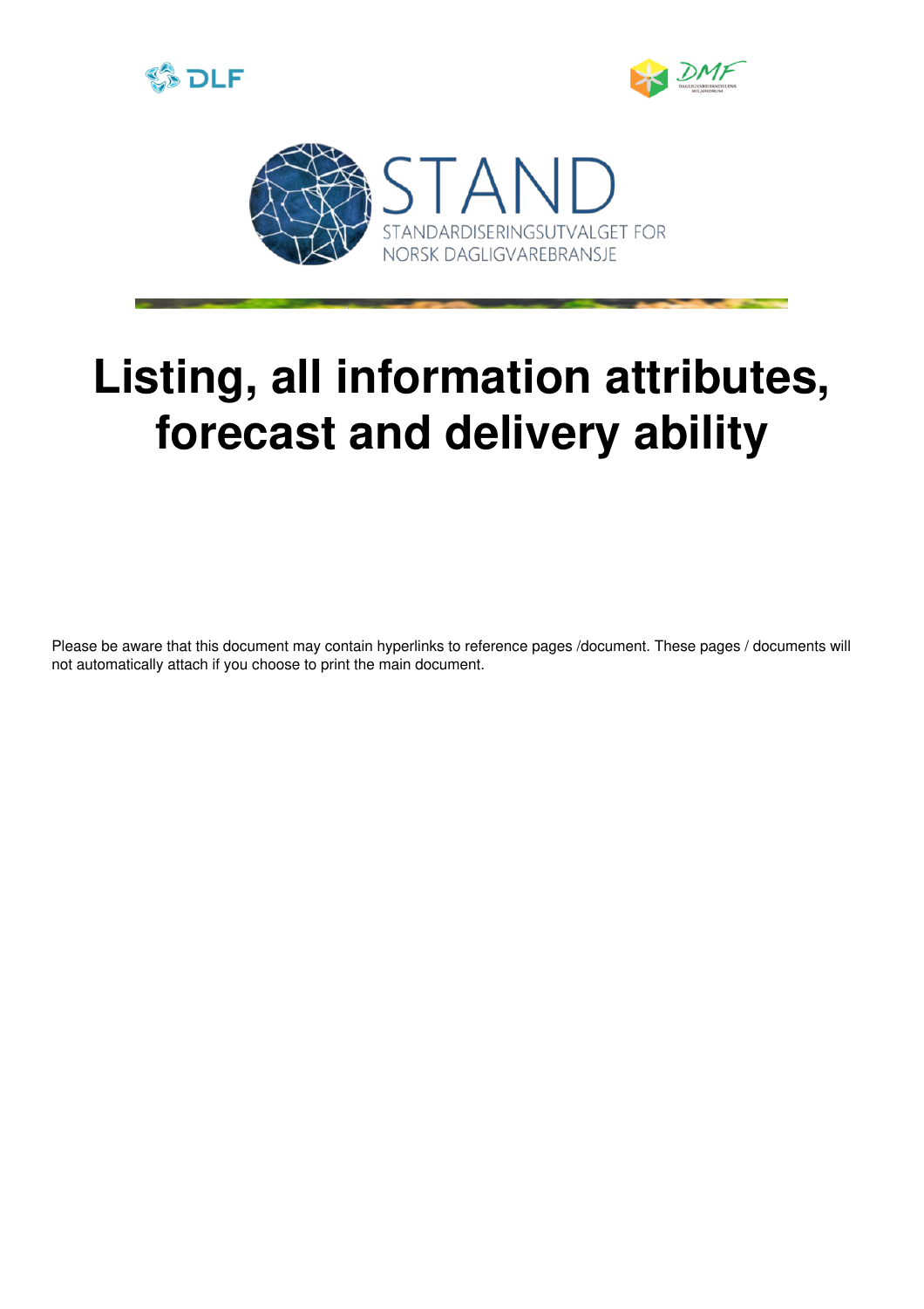# Listing, all information attributes, forecast and delivery ability

Please be aware that this document may contain hyperlinks to reference pages /document. These pages / documents will not automatically attach if you choose to print the main document.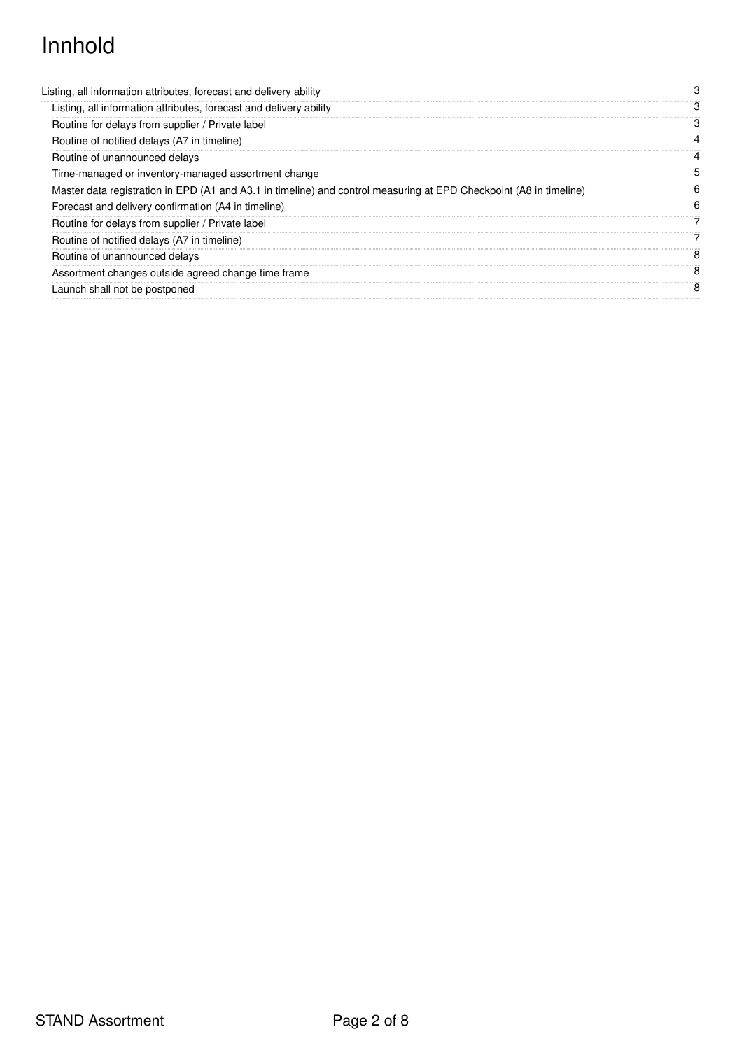# Innhold

- Listing, all information attributes, forecast and delivery ability ..... 3
  - Listing, all information attributes, forecast and delivery ability ..... 3
  - Routine for delays from supplier / Private label ..... 3
  - Routine of notified delays (A7 in timeline) ..... 4
  - Routine of unannounced delays ..... 4
  - Time-managed or inventory-managed assortment change ..... 5
  - Master data registration in EPD (A1 and A3.1 in timeline) and control measuring at EPD Checkpoint (A8 in timeline) ..... 6
  - Forecast and delivery confirmation (A4 in timeline) ..... 6
  - Routine for delays from supplier / Private label ..... 7
  - Routine of notified delays (A7 in timeline) ..... 7
  - Routine of unannounced delays ..... 8
  - Assortment changes outside agreed change time frame ..... 8
  - Launch shall not be postponed ..... 8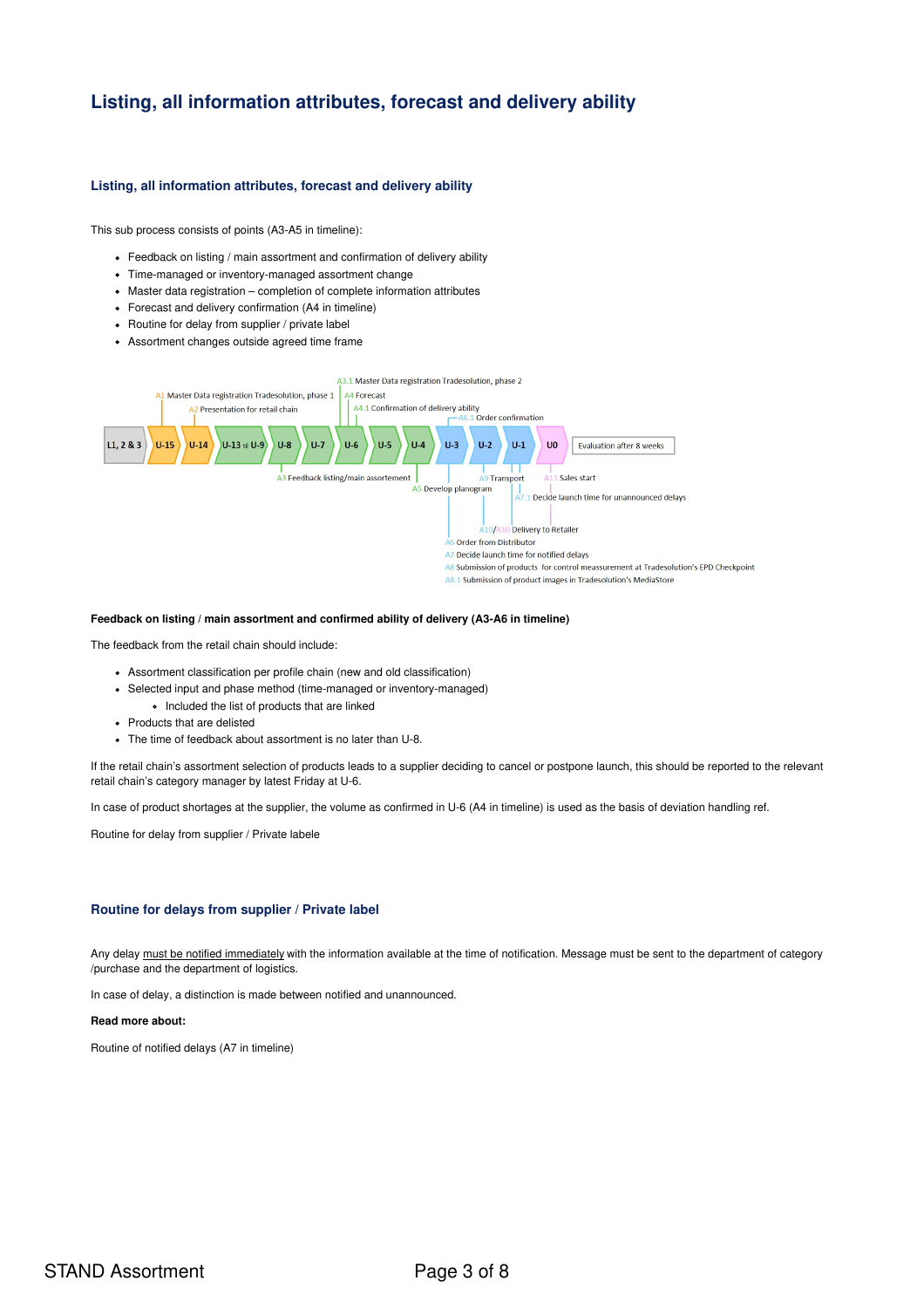# Listing, all information attributes, forecast and delivery ability

## Listing, all information attributes, forecast and delivery ability

This sub process consists of points (A3-A5 in timeline):

- Feedback on listing / main assortment and confirmation of delivery ability
- Time-managed or inventory-managed assortment change
- Master data registration – completion of complete information attributes
- Forecast and delivery confirmation (A4 in timeline)
- Routine for delay from supplier / private label
- Assortment changes outside agreed time frame

A3.1 Master Data registration Tradesolution, phase 2
A1 Master Data registration Tradesolution, phase 1
A4 Forecast
A2 Presentation for retail chain
A4.1 Confirmation of delivery ability
A6.1 Order confirmation

L1, 2 & 3 | U-15 | U-14 | U-13 til U-9 | U-8 | U-7 | U-6 | U-5 | U-4 | U-3 | U-2 | U-1 | U0 | Evaluation after 8 weeks

A3 Feedback listing/main assortement
A5 Develop planogram
A9 Transport
A11 Sales start
A7.1 Decide launch time for unannounced delays
A10/A10 Delivery to Retailer
A6 Order from Distributor
A7 Decide launch time for notified delays
A8 Submission of products for control meassurement at Tradesolution's EPD Checkpoint
A8.1 Submission of product images in Tradesolution's MediaStore

**Feedback on listing / main assortment and confirmed ability of delivery (A3-A6 in timeline)**

The feedback from the retail chain should include:

- Assortment classification per profile chain (new and old classification)
- Selected input and phase method (time-managed or inventory-managed)
    - Included the list of products that are linked
- Products that are delisted
- The time of feedback about assortment is no later than U-8.

If the retail chain's assortment selection of products leads to a supplier deciding to cancel or postpone launch, this should be reported to the relevant retail chain's category manager by latest Friday at U-6.

In case of product shortages at the supplier, the volume as confirmed in U-6 (A4 in timeline) is used as the basis of deviation handling ref.

Routine for delay from supplier / Private labele

## Routine for delays from supplier / Private label

Any delay must be notified immediately with the information available at the time of notification. Message must be sent to the department of category /purchase and the department of logistics.

In case of delay, a distinction is made between notified and unannounced.

**Read more about:**

Routine of notified delays (A7 in timeline)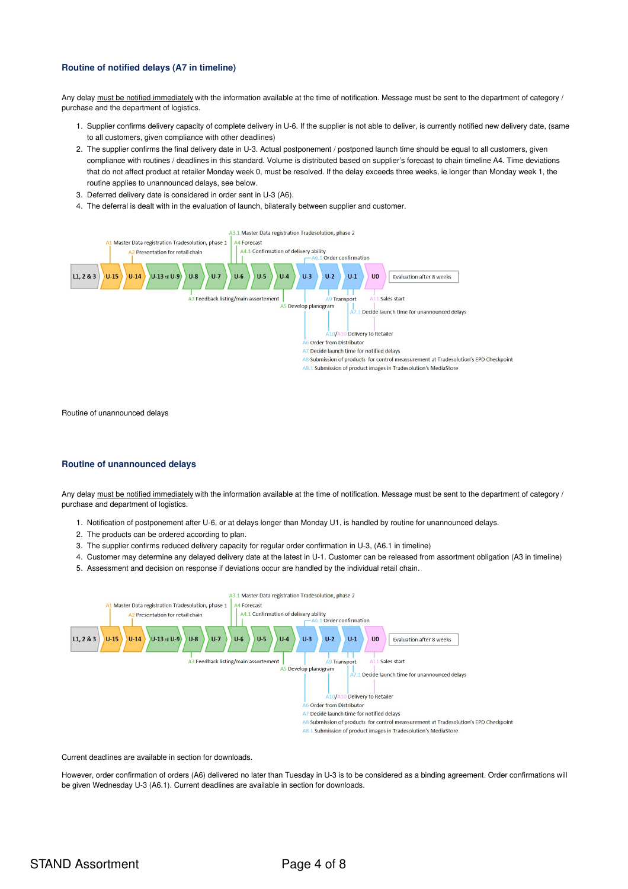### Routine of notified delays (A7 in timeline)

Any delay must be notified immediately with the information available at the time of notification. Message must be sent to the department of category / purchase and the department of logistics.

1. Supplier confirms delivery capacity of complete delivery in U-6. If the supplier is not able to deliver, is currently notified new delivery date, (same to all customers, given compliance with other deadlines)
2. The supplier confirms the final delivery date in U-3. Actual postponement / postponed launch time should be equal to all customers, given compliance with routines / deadlines in this standard. Volume is distributed based on supplier's forecast to chain timeline A4. Time deviations that do not affect product at retailer Monday week 0, must be resolved. If the delay exceeds three weeks, ie longer than Monday week 1, the routine applies to unannounced delays, see below.
3. Deferred delivery date is considered in order sent in U-3 (A6).
4. The deferral is dealt with in the evaluation of launch, bilaterally between supplier and customer.

Routine of unannounced delays

### Routine of unannounced delays

Any delay must be notified immediately with the information available at the time of notification. Message must be sent to the department of category / purchase and department of logistics.

1. Notification of postponement after U-6, or at delays longer than Monday U1, is handled by routine for unannounced delays.
2. The products can be ordered according to plan.
3. The supplier confirms reduced delivery capacity for regular order confirmation in U-3, (A6.1 in timeline)
4. Customer may determine any delayed delivery date at the latest in U-1. Customer can be released from assortment obligation (A3 in timeline)
5. Assessment and decision on response if deviations occur are handled by the individual retail chain.

Current deadlines are available in section for downloads.

However, order confirmation of orders (A6) delivered no later than Tuesday in U-3 is to be considered as a binding agreement. Order confirmations will be given Wednesday U-3 (A6.1). Current deadlines are available in section for downloads.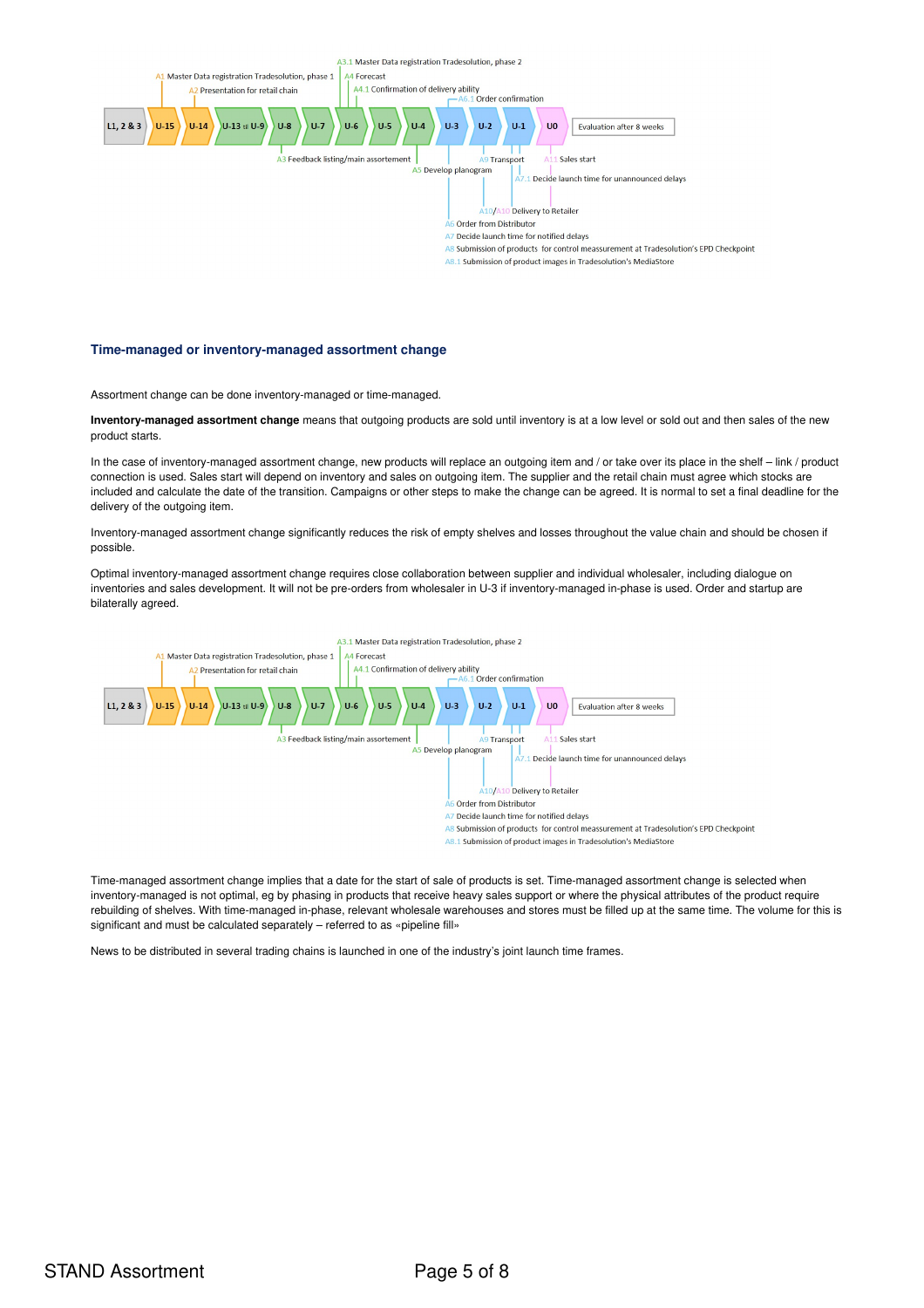L1, 2 & 3 | U-15 | U-14 | U-13 til U-9 | U-8 | U-7 | U-6 | U-5 | U-4 | U-3 | U-2 | U-1 | U0 | Evaluation after 8 weeks

A1 Master Data registration Tradesolution, phase 1
A2 Presentation for retail chain
A3 Feedback listing/main assortement
A3.1 Master Data registration Tradesolution, phase 2
A4 Forecast
A4.1 Confirmation of delivery ability
A5 Develop planogram
A6 Order from Distributor
A6.1 Order confirmation
A7 Decide launch time for notified delays
A7.1 Decide launch time for unannounced delays
A8 Submission of products for control meassurement at Tradesolution's EPD Checkpoint
A8.1 Submission of product images in Tradesolution's MediaStore
A9 Transport
A10/A10 Delivery to Retailer
A11 Sales start

### Time-managed or inventory-managed assortment change

Assortment change can be done inventory-managed or time-managed.

**Inventory-managed assortment change** means that outgoing products are sold until inventory is at a low level or sold out and then sales of the new product starts.

In the case of inventory-managed assortment change, new products will replace an outgoing item and / or take over its place in the shelf – link / product connection is used. Sales start will depend on inventory and sales on outgoing item. The supplier and the retail chain must agree which stocks are included and calculate the date of the transition. Campaigns or other steps to make the change can be agreed. It is normal to set a final deadline for the delivery of the outgoing item.

Inventory-managed assortment change significantly reduces the risk of empty shelves and losses throughout the value chain and should be chosen if possible.

Optimal inventory-managed assortment change requires close collaboration between supplier and individual wholesaler, including dialogue on inventories and sales development. It will not be pre-orders from wholesaler in U-3 if inventory-managed in-phase is used. Order and startup are bilaterally agreed.

L1, 2 & 3 | U-15 | U-14 | U-13 til U-9 | U-8 | U-7 | U-6 | U-5 | U-4 | U-3 | U-2 | U-1 | U0 | Evaluation after 8 weeks

A1 Master Data registration Tradesolution, phase 1
A2 Presentation for retail chain
A3 Feedback listing/main assortement
A3.1 Master Data registration Tradesolution, phase 2
A4 Forecast
A4.1 Confirmation of delivery ability
A5 Develop planogram
A6 Order from Distributor
A6.1 Order confirmation
A7 Decide launch time for notified delays
A7.1 Decide launch time for unannounced delays
A8 Submission of products for control meassurement at Tradesolution's EPD Checkpoint
A8.1 Submission of product images in Tradesolution's MediaStore
A9 Transport
A10/A10 Delivery to Retailer
A11 Sales start

Time-managed assortment change implies that a date for the start of sale of products is set. Time-managed assortment change is selected when inventory-managed is not optimal, eg by phasing in products that receive heavy sales support or where the physical attributes of the product require rebuilding of shelves. With time-managed in-phase, relevant wholesale warehouses and stores must be filled up at the same time. The volume for this is significant and must be calculated separately – referred to as «pipeline fill»

News to be distributed in several trading chains is launched in one of the industry's joint launch time frames.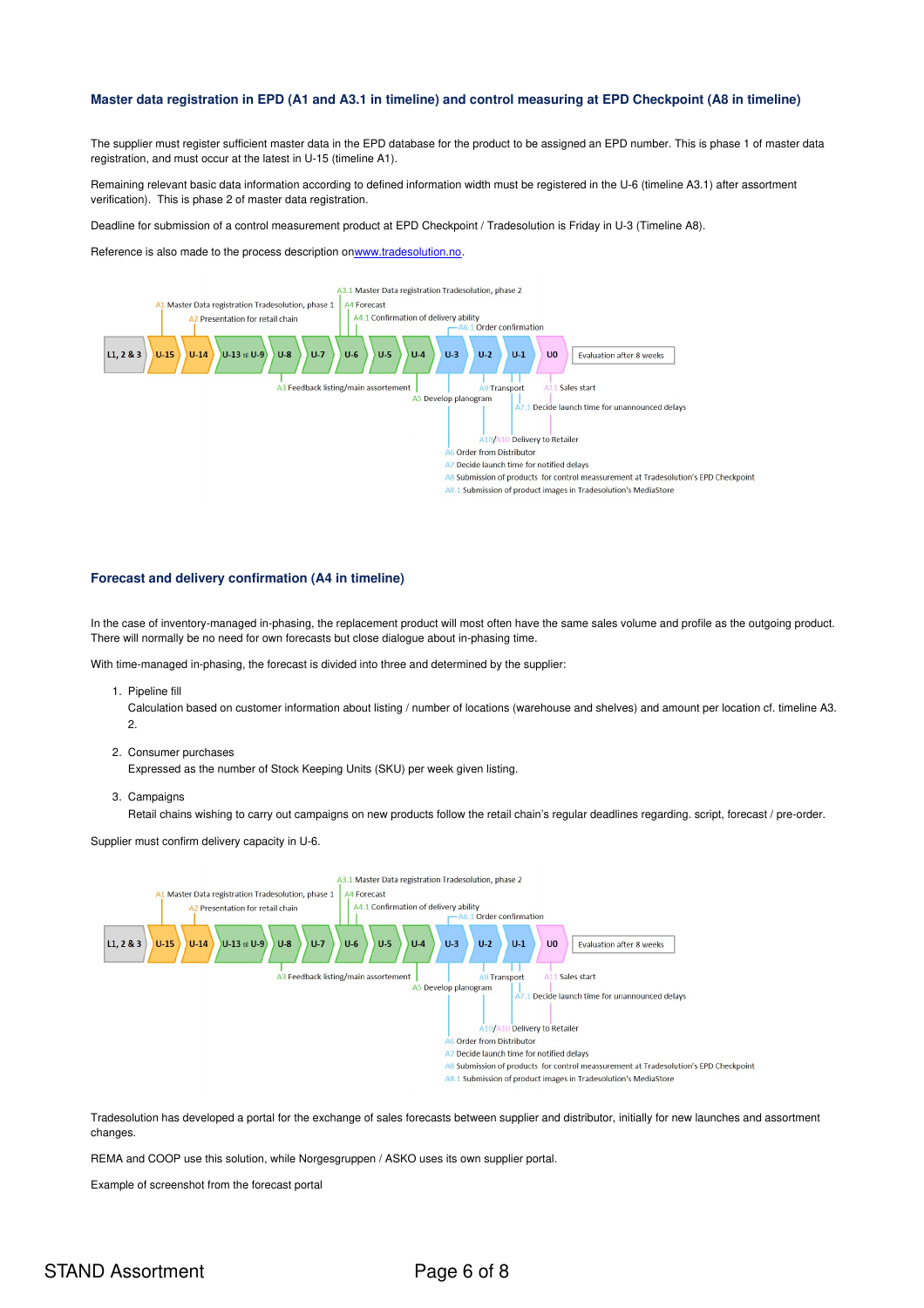### Master data registration in EPD (A1 and A3.1 in timeline) and control measuring at EPD Checkpoint (A8 in timeline)

The supplier must register sufficient master data in the EPD database for the product to be assigned an EPD number. This is phase 1 of master data registration, and must occur at the latest in U-15 (timeline A1).

Remaining relevant basic data information according to defined information width must be registered in the U-6 (timeline A3.1) after assortment verification). This is phase 2 of master data registration.

Deadline for submission of a control measurement product at EPD Checkpoint / Tradesolution is Friday in U-3 (Timeline A8).

Reference is also made to the process description on[www.tradesolution.no](http://www.tradesolution.no).

A3.1 Master Data registration Tradesolution, phase 2
A1 Master Data registration Tradesolution, phase 1
A4 Forecast
A2 Presentation for retail chain
A4.1 Confirmation of delivery ability
A6.1 Order confirmation

L1, 2 & 3 | U-15 | U-14 | U-13 til U-9 | U-8 | U-7 | U-6 | U-5 | U-4 | U-3 | U-2 | U-1 | U0 | Evaluation after 8 weeks

A3 Feedback listing/main assortement
A5 Develop planogram
A9 Transport
A11 Sales start
A7.1 Decide launch time for unannounced delays
A10/A10 Delivery to Retailer
A6 Order from Distributor
A7 Decide launch time for notified delays
A8 Submission of products for control meassurement at Tradesolution's EPD Checkpoint
A8.1 Submission of product images in Tradesolution's MediaStore

### Forecast and delivery confirmation (A4 in timeline)

In the case of inventory-managed in-phasing, the replacement product will most often have the same sales volume and profile as the outgoing product. There will normally be no need for own forecasts but close dialogue about in-phasing time.

With time-managed in-phasing, the forecast is divided into three and determined by the supplier:

1. Pipeline fill
   Calculation based on customer information about listing / number of locations (warehouse and shelves) and amount per location cf. timeline A3. 2.
2. Consumer purchases
   Expressed as the number of Stock Keeping Units (SKU) per week given listing.
3. Campaigns
   Retail chains wishing to carry out campaigns on new products follow the retail chain's regular deadlines regarding. script, forecast / pre-order.

Supplier must confirm delivery capacity in U-6.

A3.1 Master Data registration Tradesolution, phase 2
A1 Master Data registration Tradesolution, phase 1
A4 Forecast
A2 Presentation for retail chain
A4.1 Confirmation of delivery ability
A6.1 Order confirmation

L1, 2 & 3 | U-15 | U-14 | U-13 til U-9 | U-8 | U-7 | U-6 | U-5 | U-4 | U-3 | U-2 | U-1 | U0 | Evaluation after 8 weeks

A3 Feedback listing/main assortement
A5 Develop planogram
A9 Transport
A11 Sales start
A7.1 Decide launch time for unannounced delays
A10/A10 Delivery to Retailer
A6 Order from Distributor
A7 Decide launch time for notified delays
A8 Submission of products for control meassurement at Tradesolution's EPD Checkpoint
A8.1 Submission of product images in Tradesolution's MediaStore

Tradesolution has developed a portal for the exchange of sales forecasts between supplier and distributor, initially for new launches and assortment changes.

REMA and COOP use this solution, while Norgesgruppen / ASKO uses its own supplier portal.

Example of screenshot from the forecast portal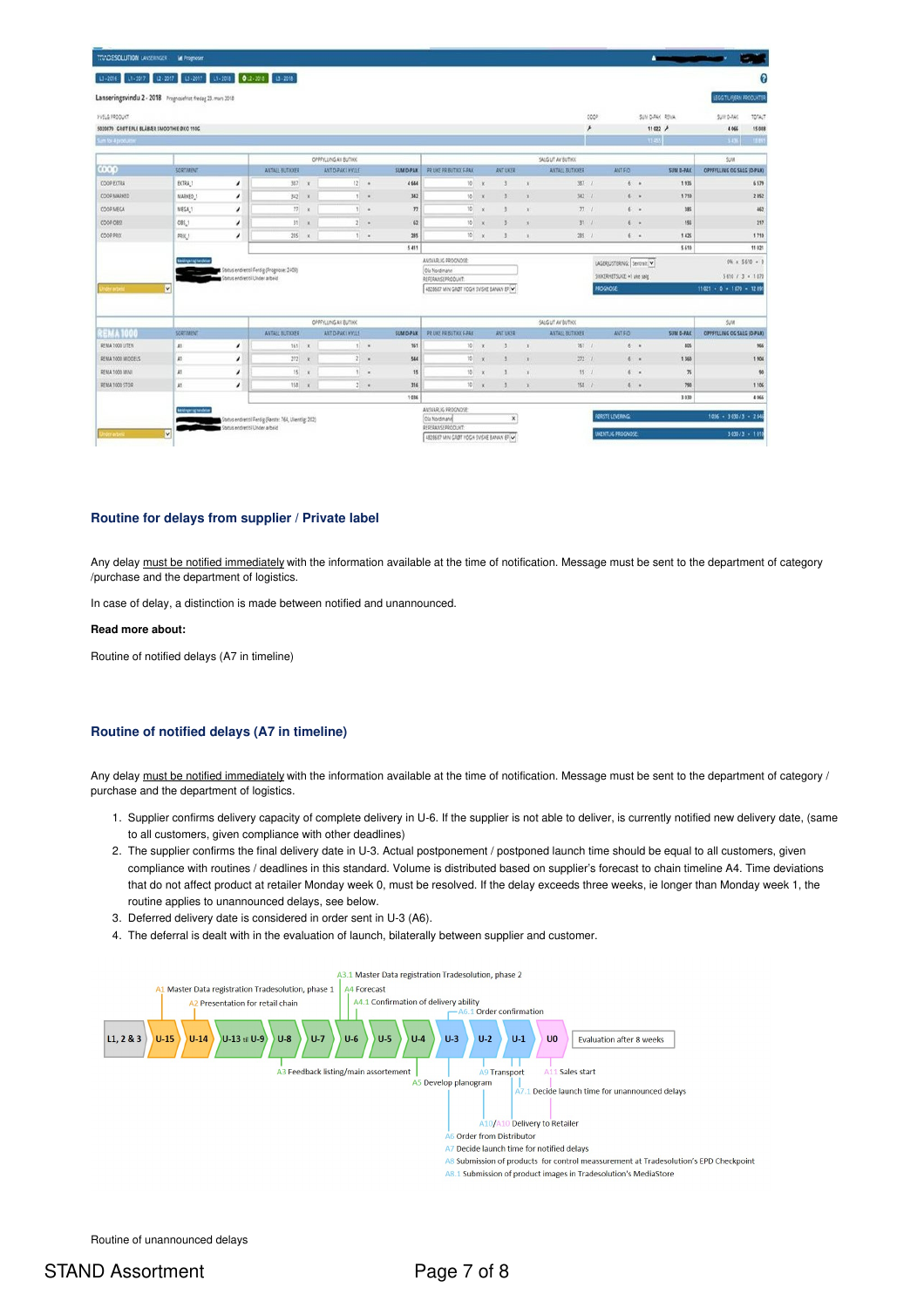## Routine for delays from supplier / Private label

Any delay must be notified immediately with the information available at the time of notification. Message must be sent to the department of category /purchase and the department of logistics.

In case of delay, a distinction is made between notified and unannounced.

**Read more about:**

Routine of notified delays (A7 in timeline)

## Routine of notified delays (A7 in timeline)

Any delay must be notified immediately with the information available at the time of notification. Message must be sent to the department of category / purchase and the department of logistics.

1. Supplier confirms delivery capacity of complete delivery in U-6. If the supplier is not able to deliver, is currently notified new delivery date, (same to all customers, given compliance with other deadlines)
2. The supplier confirms the final delivery date in U-3. Actual postponement / postponed launch time should be equal to all customers, given compliance with routines / deadlines in this standard. Volume is distributed based on supplier's forecast to chain timeline A4. Time deviations that do not affect product at retailer Monday week 0, must be resolved. If the delay exceeds three weeks, ie longer than Monday week 1, the routine applies to unannounced delays, see below.
3. Deferred delivery date is considered in order sent in U-3 (A6).
4. The deferral is dealt with in the evaluation of launch, bilaterally between supplier and customer.

Routine of unannounced delays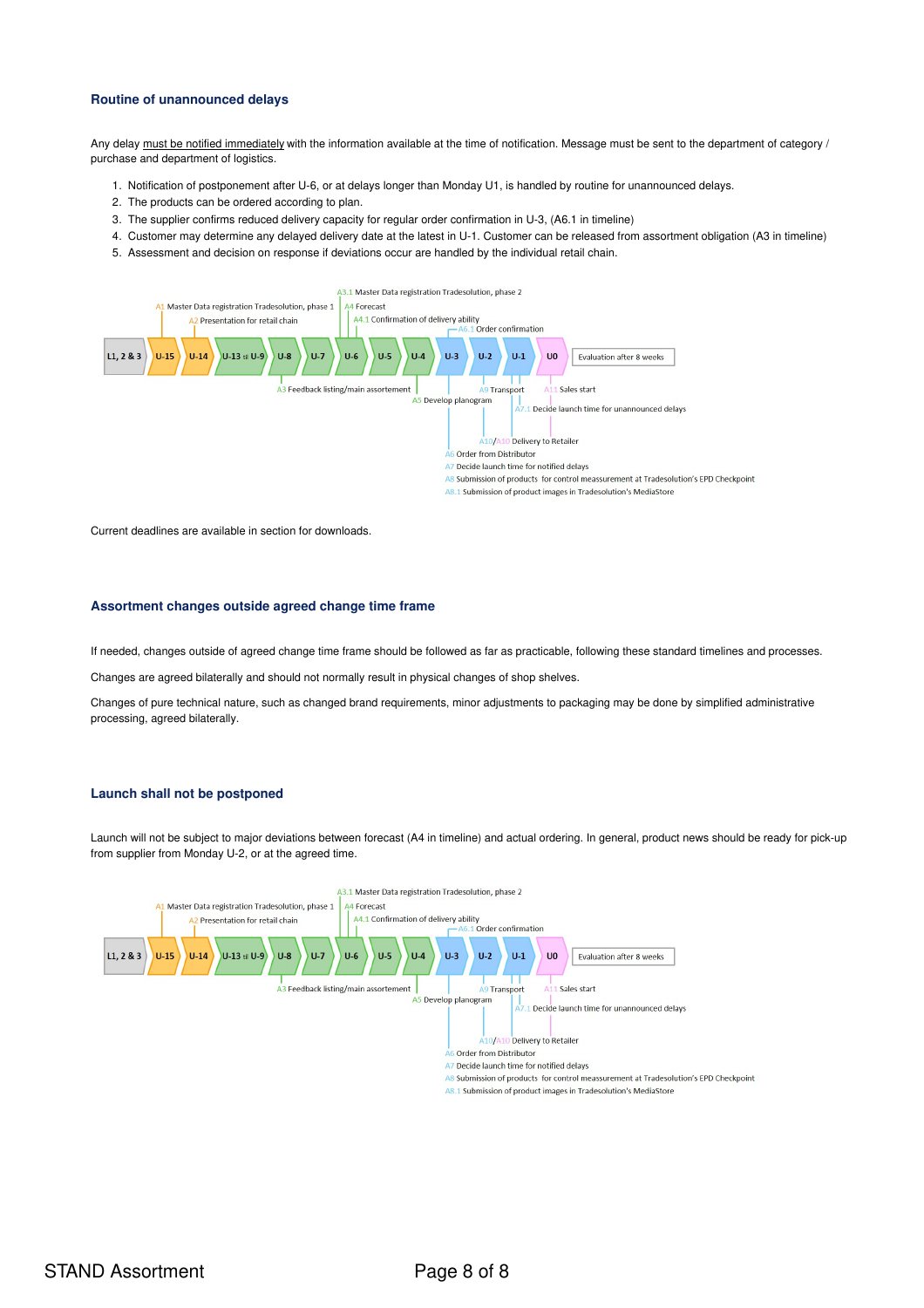### Routine of unannounced delays

Any delay must be notified immediately with the information available at the time of notification. Message must be sent to the department of category / purchase and department of logistics.

1. Notification of postponement after U-6, or at delays longer than Monday U1, is handled by routine for unannounced delays.
2. The products can be ordered according to plan.
3. The supplier confirms reduced delivery capacity for regular order confirmation in U-3, (A6.1 in timeline)
4. Customer may determine any delayed delivery date at the latest in U-1. Customer can be released from assortment obligation (A3 in timeline)
5. Assessment and decision on response if deviations occur are handled by the individual retail chain.

A3.1 Master Data registration Tradesolution, phase 2
A1 Master Data registration Tradesolution, phase 1
A4 Forecast
A2 Presentation for retail chain
A4.1 Confirmation of delivery ability
A6.1 Order confirmation
L1, 2 & 3
U-15
U-14
U-13 til U-9
U-8
U-7
U-6
U-5
U-4
U-3
U-2
U-1
U0
Evaluation after 8 weeks
A3 Feedback listing/main assortement
A5 Develop planogram
A9 Transport
A11 Sales start
A7.1 Decide launch time for unannounced delays
A10/A10 Delivery to Retailer
A6 Order from Distributor
A7 Decide launch time for notified delays
A8 Submission of products for control meassurement at Tradesolution's EPD Checkpoint
A8.1 Submission of product images in Tradesolution's MediaStore

Current deadlines are available in section for downloads.

### Assortment changes outside agreed change time frame

If needed, changes outside of agreed change time frame should be followed as far as practicable, following these standard timelines and processes.

Changes are agreed bilaterally and should not normally result in physical changes of shop shelves.

Changes of pure technical nature, such as changed brand requirements, minor adjustments to packaging may be done by simplified administrative processing, agreed bilaterally.

### Launch shall not be postponed

Launch will not be subject to major deviations between forecast (A4 in timeline) and actual ordering. In general, product news should be ready for pick-up from supplier from Monday U-2, or at the agreed time.

A3.1 Master Data registration Tradesolution, phase 2
A1 Master Data registration Tradesolution, phase 1
A4 Forecast
A2 Presentation for retail chain
A4.1 Confirmation of delivery ability
A6.1 Order confirmation
L1, 2 & 3
U-15
U-14
U-13 til U-9
U-8
U-7
U-6
U-5
U-4
U-3
U-2
U-1
U0
Evaluation after 8 weeks
A3 Feedback listing/main assortement
A5 Develop planogram
A9 Transport
A11 Sales start
A7.1 Decide launch time for unannounced delays
A10/A10 Delivery to Retailer
A6 Order from Distributor
A7 Decide launch time for notified delays
A8 Submission of products for control meassurement at Tradesolution's EPD Checkpoint
A8.1 Submission of product images in Tradesolution's MediaStore